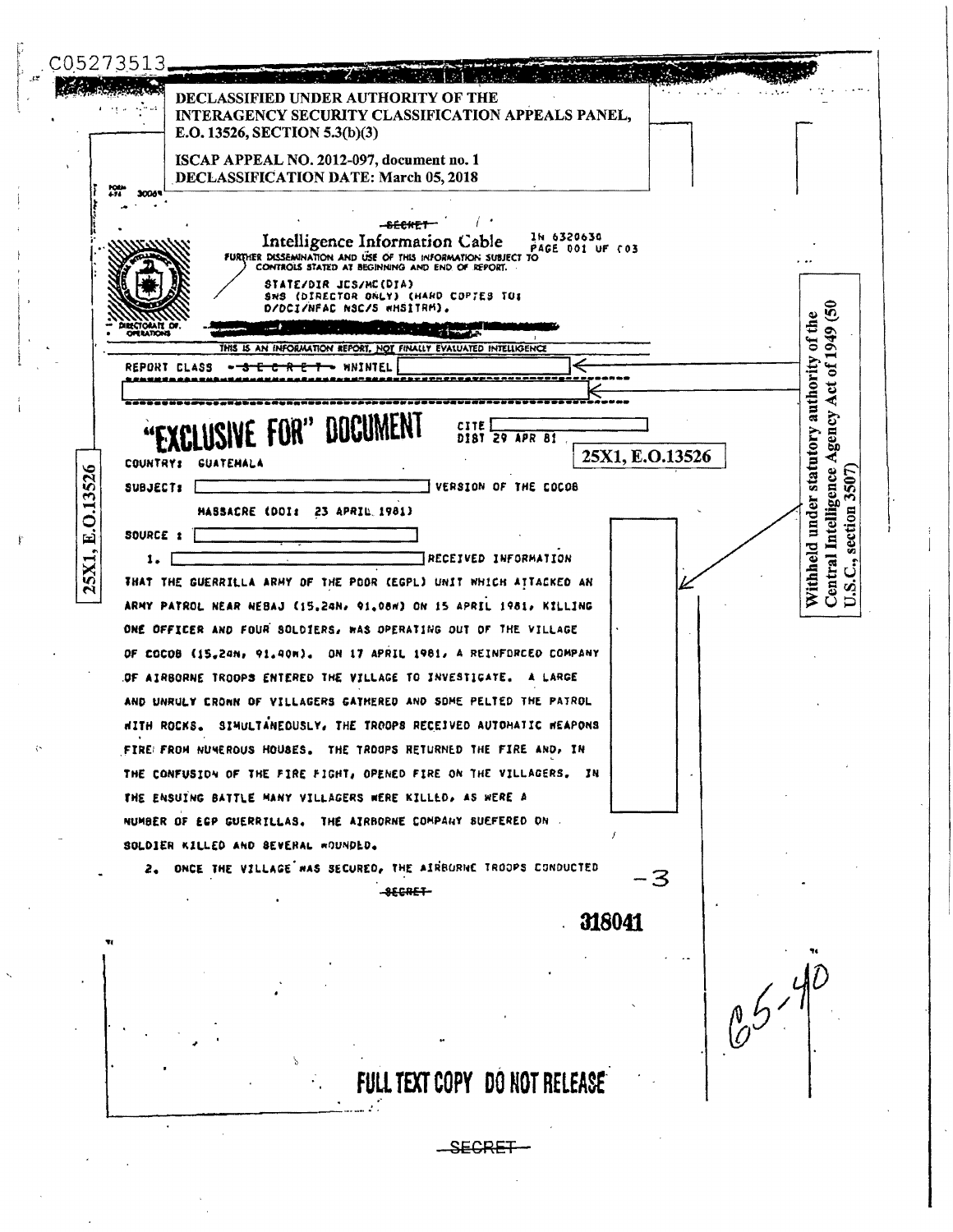C05273513

**DECLASSIFIED UNDER AUTHORITY OF THE INTERAGENCY SECURITY CLASSIFICATION APPEALS PANEL, E.O. 13526, SECTION 5.3(b)(3)**

**ISCAP APPEAL NO. 2012-097, document no. 1**
**DECLASSIFICATION DATE: March 05, 2018**

~~SECRET~~

Intelligence Information Cable

IN 6320630
PAGE 001 OF 003

FURTHER DISSEMINATION AND USE OF THIS INFORMATION SUBJECT TO CONTROLS STATED AT BEGINNING AND END OF REPORT.

STATE/DIR JCS/NC(DIA)
SWS (DIRECTOR ONLY) (HARD COPIES TO: D/DCI/NFAC NSC/S WHSITRM).

DIRECTORATE OF OPERATIONS

THIS IS AN INFORMATION REPORT, NOT FINALLY EVALUATED INTELLIGENCE

REPORT CLASS ~~SECRET~~ WNINTEL [redacted]

[redacted]

Withheld under statutory authority of the Central Intelligence Agency Act of 1949 (50 U.S.C., section 3507)

## "EXCLUSIVE FOR" DOCUMENT

CITE [redacted]
DIST 29 APR 81

25X1, E.O.13526

COUNTRY: GUATEMALA

SUBJECT: [redacted] VERSION OF THE COCOB MASSACRE (DOI: 23 APRIL 1981)

SOURCE : [redacted]

25X1, E.O.13526

1. [redacted] RECEIVED INFORMATION THAT THE GUERRILLA ARMY OF THE POOR (EGP) UNIT WHICH ATTACKED AN ARMY PATROL NEAR NEBAJ (15.24N, 91.08W) ON 15 APRIL 1981, KILLING ONE OFFICER AND FOUR SOLDIERS, WAS OPERATING OUT OF THE VILLAGE OF COCOB (15.24N, 91.40W). ON 17 APRIL 1981, A REINFORCED COMPANY OF AIRBORNE TROOPS ENTERED THE VILLAGE TO INVESTIGATE. A LARGE AND UNRULY CROWN OF VILLAGERS GATHERED AND SOME PELTED THE PATROL WITH ROCKS. SIMULTANEOUSLY, THE TROOPS RECEIVED AUTOMATIC WEAPONS FIRE FROM NUMEROUS HOUSES. THE TROOPS RETURNED THE FIRE AND, IN THE CONFUSION OF THE FIRE FIGHT, OPENED FIRE ON THE VILLAGERS. IN THE ENSUING BATTLE MANY VILLAGERS WERE KILLED, AS WERE A NUMBER OF EGP GUERRILLAS. THE AIRBORNE COMPANY SUEFERED ON SOLDIER KILLED AND SEVERAL WOUNDED.

2. ONCE THE VILLAGE WAS SECURED, THE AIRBORNE TROOPS CONDUCTED

-3

~~SECRET~~

318041

65-40

FULL TEXT COPY DO NOT RELEASE

~~SECRET~~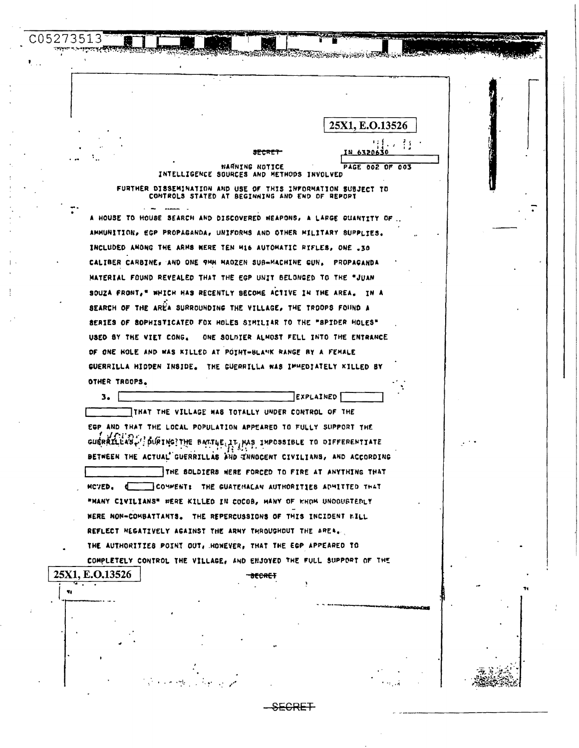C05273513

25X1, E.O.13526

SECRET

IN 6320630

WARNING NOTICE
INTELLIGENCE SOURCES AND METHODS INVOLVED

FURTHER DISSEMINATION AND USE OF THIS INFORMATION SUBJECT TO CONTROLS STATED AT BEGINNING AND END OF REPORT

A HOUSE TO HOUSE SEARCH AND DISCOVERED WEAPONS, A LARGE QUANTITY OF AMMUNITION, EGP PROPAGANDA, UNIFORMS AND OTHER MILITARY SUPPLIES. INCLUDED AMONG THE ARMS WERE TEN M16 AUTOMATIC RIFLES, ONE .30 CALIBER CARBINE, AND ONE 9MM MADZEN SUB-MACHINE GUN. PROPAGANDA MATERIAL FOUND REVEALED THAT THE EGP UNIT BELONGED TO THE "JUAN SOUZA FRONT," WHICH HAS RECENTLY BECOME ACTIVE IN THE AREA. IN A SEARCH OF THE AREA SURROUNDING THE VILLAGE, THE TROOPS FOUND A SERIES OF SOPHISTICATED FOX HOLES SIMILIAR TO THE "SPIDER HOLES" USED BY THE VIET CONG. ONE SOLDIER ALMOST FELL INTO THE ENTRANCE OF ONE HOLE AND WAS KILLED AT POINT-BLANK RANGE BY A FEMALE GUERRILLA HIDDEN INSIDE. THE GUERRILLA WAS IMMEDIATELY KILLED BY OTHER TROOPS.

3. [ ] EXPLAINED [ ] THAT THE VILLAGE WAS TOTALLY UNDER CONTROL OF THE EGP AND THAT THE LOCAL POPULATION APPEARED TO FULLY SUPPORT THE GUERRILLAS. DURING THE BATTLE IT WAS IMPOSSIBLE TO DIFFERENTIATE BETWEEN THE ACTUAL GUERRILLAS AND INNOCENT CIVILIANS, AND ACCORDING [ ] THE SOLDIERS WERE FORCED TO FIRE AT ANYTHING THAT MOVED. ([ ] COMMENT: THE GUATEMALAN AUTHORITIES ADMITTED THAT "MANY CIVILIANS" WERE KILLED IN COCOB, MANY OF WHOM UNDOUBTEDLY WERE NON-COMBATTANTS. THE REPERCUSSIONS OF THIS INCIDENT WILL REFLECT NEGATIVELY AGAINST THE ARMY THROUGHOUT THE AREA. THE AUTHORITIES POINT OUT, HOWEVER, THAT THE EGP APPEARED TO COMPLETELY CONTROL THE VILLAGE, AND ENJOYED THE FULL SUPPORT OF THE

25X1, E.O.13526

SECRET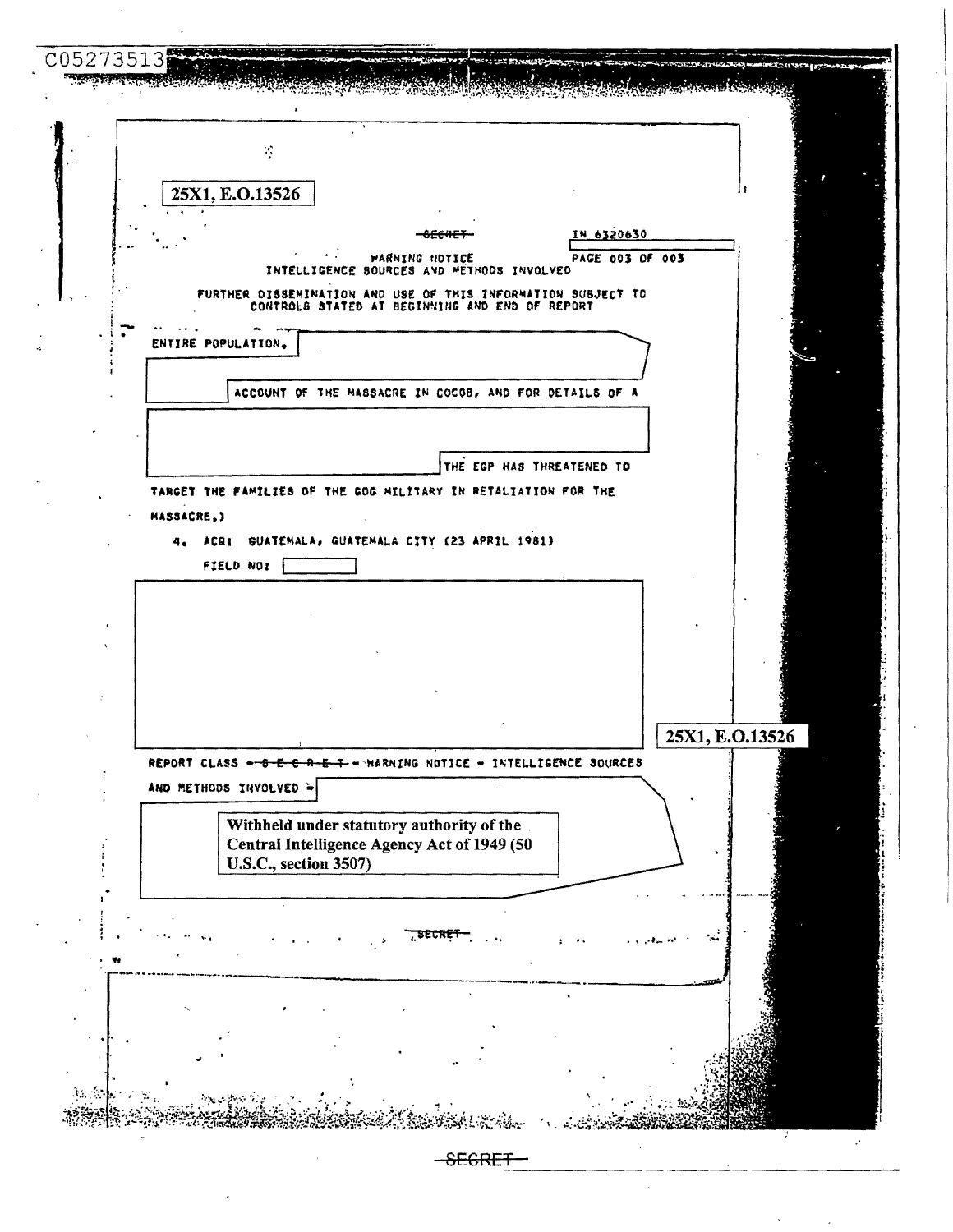C05273513

25X1, E.O.13526

~~SECRET~~ IN 6320630

WARNING NOTICE
INTELLIGENCE SOURCES AND METHODS INVOLVED

FURTHER DISSEMINATION AND USE OF THIS INFORMATION SUBJECT TO CONTROLS STATED AT BEGINNING AND END OF REPORT

ENTIRE POPULATION.

ACCOUNT OF THE MASSACRE IN COCOB, AND FOR DETAILS OF A

THE EGP HAS THREATENED TO TARGET THE FAMILIES OF THE GOG MILITARY IN RETALIATION FOR THE MASSACRE.)

4. ACQ: GUATEMALA, GUATEMALA CITY (23 APRIL 1981)

FIELD NO:

25X1, E.O.13526

REPORT CLASS ~~S E C R E T~~ - WARNING NOTICE - INTELLIGENCE SOURCES AND METHODS INVOLVED -

Withheld under statutory authority of the Central Intelligence Agency Act of 1949 (50 U.S.C., section 3507)

~~SECRET~~

~~SECRET~~